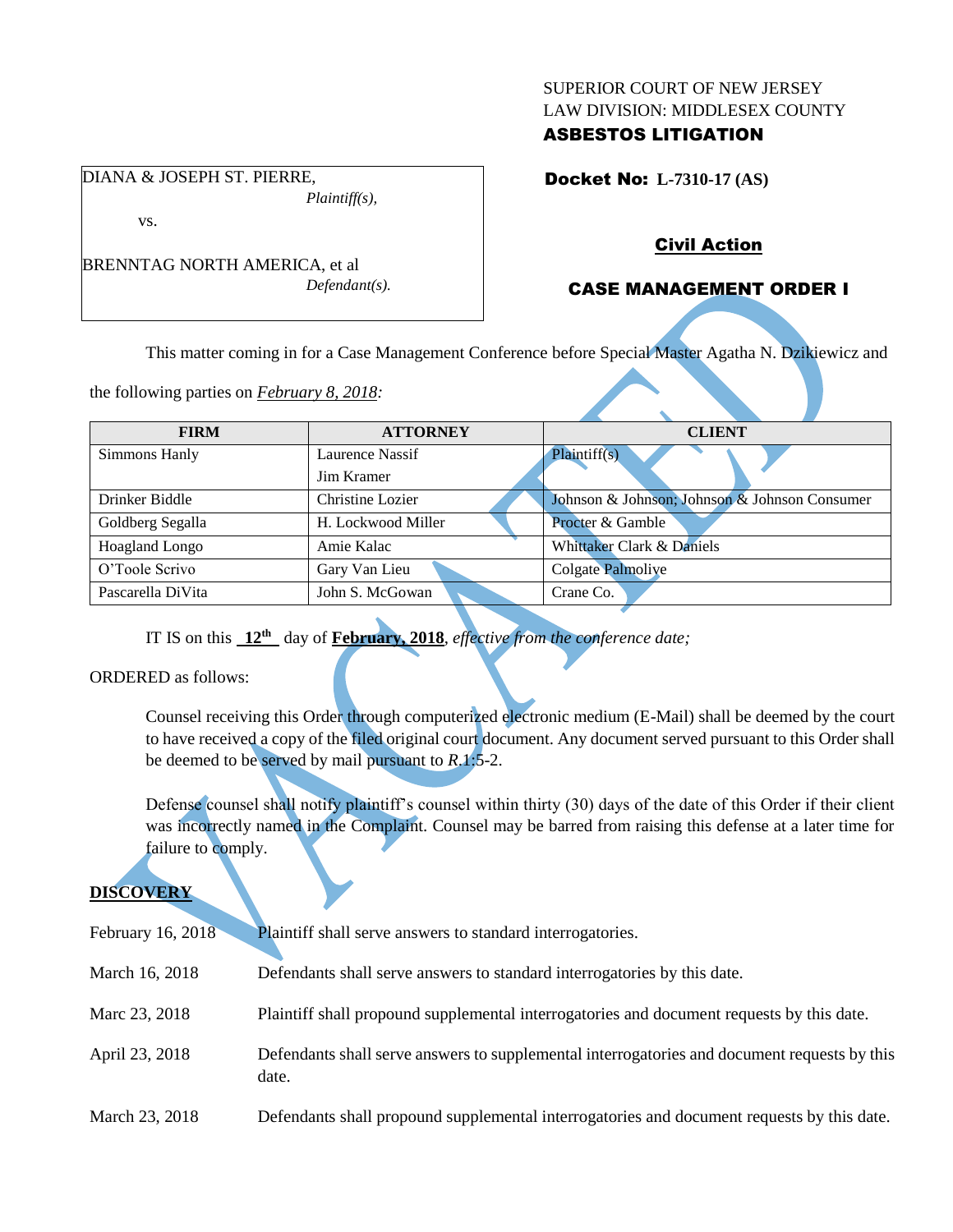SUPERIOR COURT OF NEW JERSEY
LAW DIVISION: MIDDLESEX COUNTY
**ASBESTOS LITIGATION**

DIANA & JOSEPH ST. PIERRE,
*Plaintiff(s),*

vs.

BRENNTAG NORTH AMERICA, et al
*Defendant(s).*

**Docket No: L-7310-17 (AS)**

**Civil Action**

**CASE MANAGEMENT ORDER I**

VACATED

This matter coming in for a Case Management Conference before Special Master Agatha N. Dzikiewicz and the following parties on ***February 8, 2018:***

| FIRM | ATTORNEY | CLIENT |
|---|---|---|
| Simmons Hanly | Laurence Nassif<br>Jim Kramer | Plaintiff(s) |
| Drinker Biddle | Christine Lozier | Johnson & Johnson; Johnson & Johnson Consumer |
| Goldberg Segalla | H. Lockwood Miller | Procter & Gamble |
| Hoagland Longo | Amie Kalac | Whittaker Clark & Daniels |
| O'Toole Scrivo | Gary Van Lieu | Colgate Palmolive |
| Pascarella DiVita | John S. McGowan | Crane Co. |

IT IS on this **12th** day of **February, 2018**, *effective from the conference date;*

ORDERED as follows:

Counsel receiving this Order through computerized electronic medium (E-Mail) shall be deemed by the court to have received a copy of the filed original court document. Any document served pursuant to this Order shall be deemed to be served by mail pursuant to *R*.1:5-2.

Defense counsel shall notify plaintiff's counsel within thirty (30) days of the date of this Order if their client was incorrectly named in the Complaint. Counsel may be barred from raising this defense at a later time for failure to comply.

## DISCOVERY

| | |
|---|---|
| February 16, 2018 | Plaintiff shall serve answers to standard interrogatories. |
| March 16, 2018 | Defendants shall serve answers to standard interrogatories by this date. |
| Marc 23, 2018 | Plaintiff shall propound supplemental interrogatories and document requests by this date. |
| April 23, 2018 | Defendants shall serve answers to supplemental interrogatories and document requests by this date. |
| March 23, 2018 | Defendants shall propound supplemental interrogatories and document requests by this date. |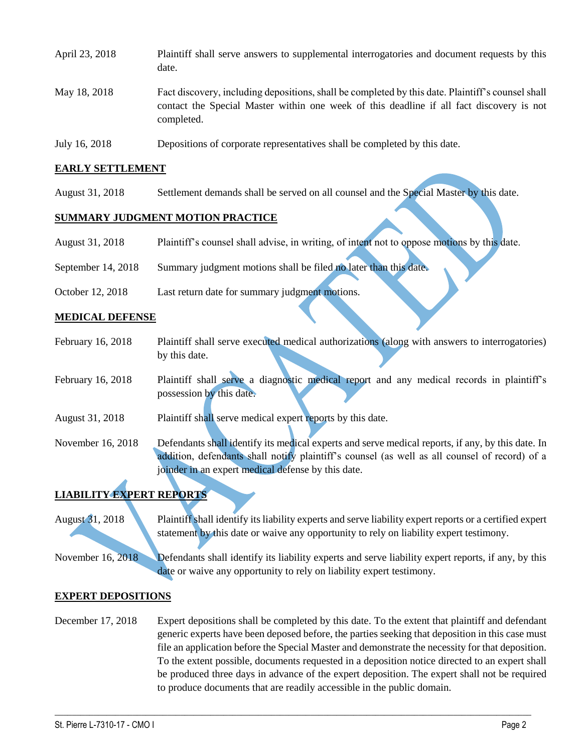| | |
|---|---|
| April 23, 2018 | Plaintiff shall serve answers to supplemental interrogatories and document requests by this date. |
| May 18, 2018 | Fact discovery, including depositions, shall be completed by this date. Plaintiff's counsel shall contact the Special Master within one week of this deadline if all fact discovery is not completed. |
| July 16, 2018 | Depositions of corporate representatives shall be completed by this date. |

**EARLY SETTLEMENT**

| | |
|---|---|
| August 31, 2018 | Settlement demands shall be served on all counsel and the Special Master by this date. |

**SUMMARY JUDGMENT MOTION PRACTICE**

| | |
|---|---|
| August 31, 2018 | Plaintiff's counsel shall advise, in writing, of intent not to oppose motions by this date. |
| September 14, 2018 | Summary judgment motions shall be filed no later than this date. |
| October 12, 2018 | Last return date for summary judgment motions. |

**MEDICAL DEFENSE**

| | |
|---|---|
| February 16, 2018 | Plaintiff shall serve executed medical authorizations (along with answers to interrogatories) by this date. |
| February 16, 2018 | Plaintiff shall serve a diagnostic medical report and any medical records in plaintiff's possession by this date. |
| August 31, 2018 | Plaintiff shall serve medical expert reports by this date. |
| November 16, 2018 | Defendants shall identify its medical experts and serve medical reports, if any, by this date. In addition, defendants shall notify plaintiff's counsel (as well as all counsel of record) of a joinder in an expert medical defense by this date. |

**LIABILITY EXPERT REPORTS**

| | |
|---|---|
| August 31, 2018 | Plaintiff shall identify its liability experts and serve liability expert reports or a certified expert statement by this date or waive any opportunity to rely on liability expert testimony. |
| November 16, 2018 | Defendants shall identify its liability experts and serve liability expert reports, if any, by this date or waive any opportunity to rely on liability expert testimony. |

**EXPERT DEPOSITIONS**

| | |
|---|---|
| December 17, 2018 | Expert depositions shall be completed by this date. To the extent that plaintiff and defendant generic experts have been deposed before, the parties seeking that deposition in this case must file an application before the Special Master and demonstrate the necessity for that deposition. To the extent possible, documents requested in a deposition notice directed to an expert shall be produced three days in advance of the expert deposition. The expert shall not be required to produce documents that are readily accessible in the public domain. |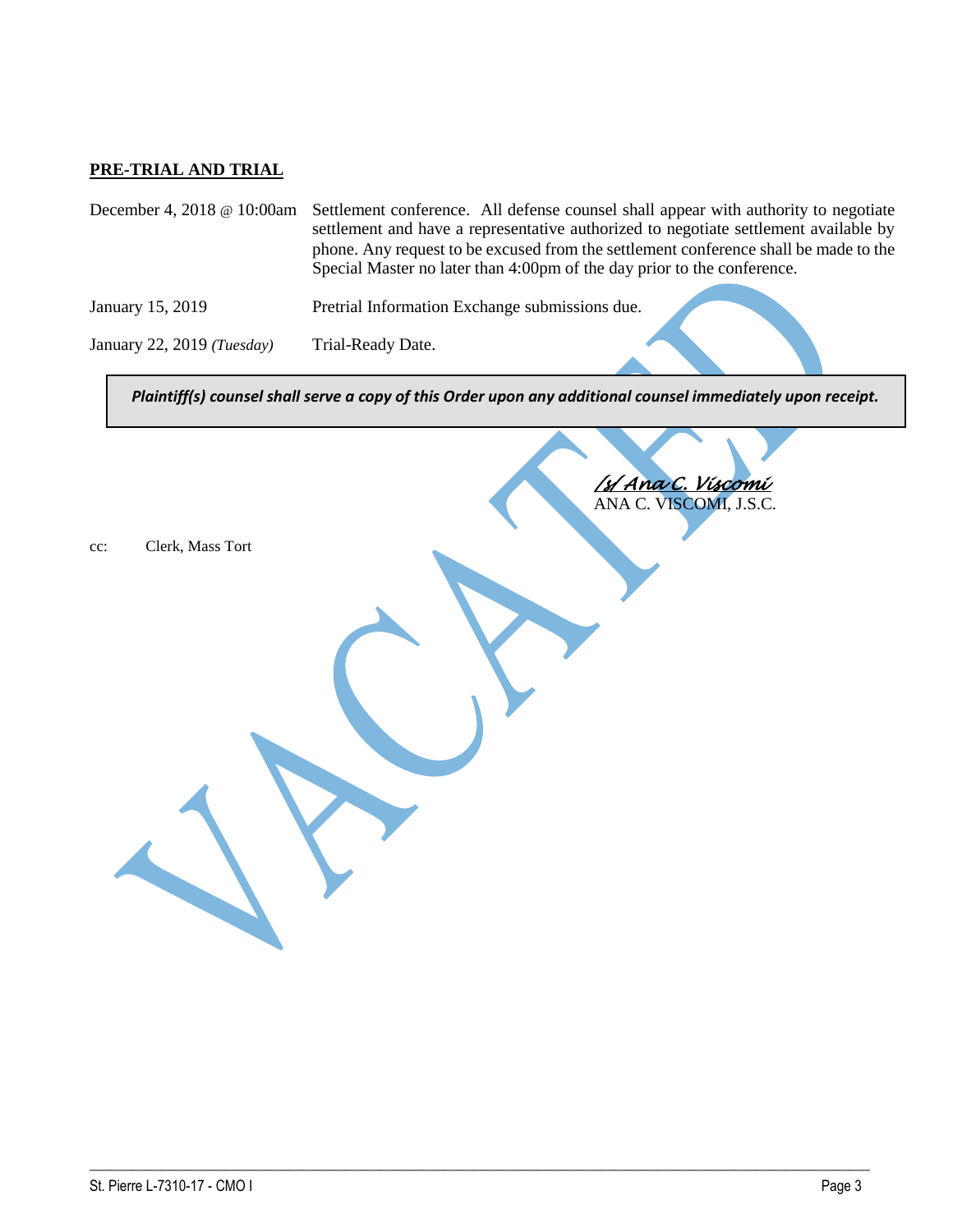**PRE-TRIAL AND TRIAL**

| | |
|---|---|
| December 4, 2018 @ 10:00am | Settlement conference. All defense counsel shall appear with authority to negotiate settlement and have a representative authorized to negotiate settlement available by phone. Any request to be excused from the settlement conference shall be made to the Special Master no later than 4:00pm of the day prior to the conference. |
| January 15, 2019 | Pretrial Information Exchange submissions due. |
| January 22, 2019 *(Tuesday)* | Trial-Ready Date. |

***Plaintiff(s) counsel shall serve a copy of this Order upon any additional counsel immediately upon receipt.***

VACATED

*/s/ Ana C. Viscomi*
ANA C. VISCOMI, J.S.C.

cc: Clerk, Mass Tort

St. Pierre L-7310-17 - CMO I